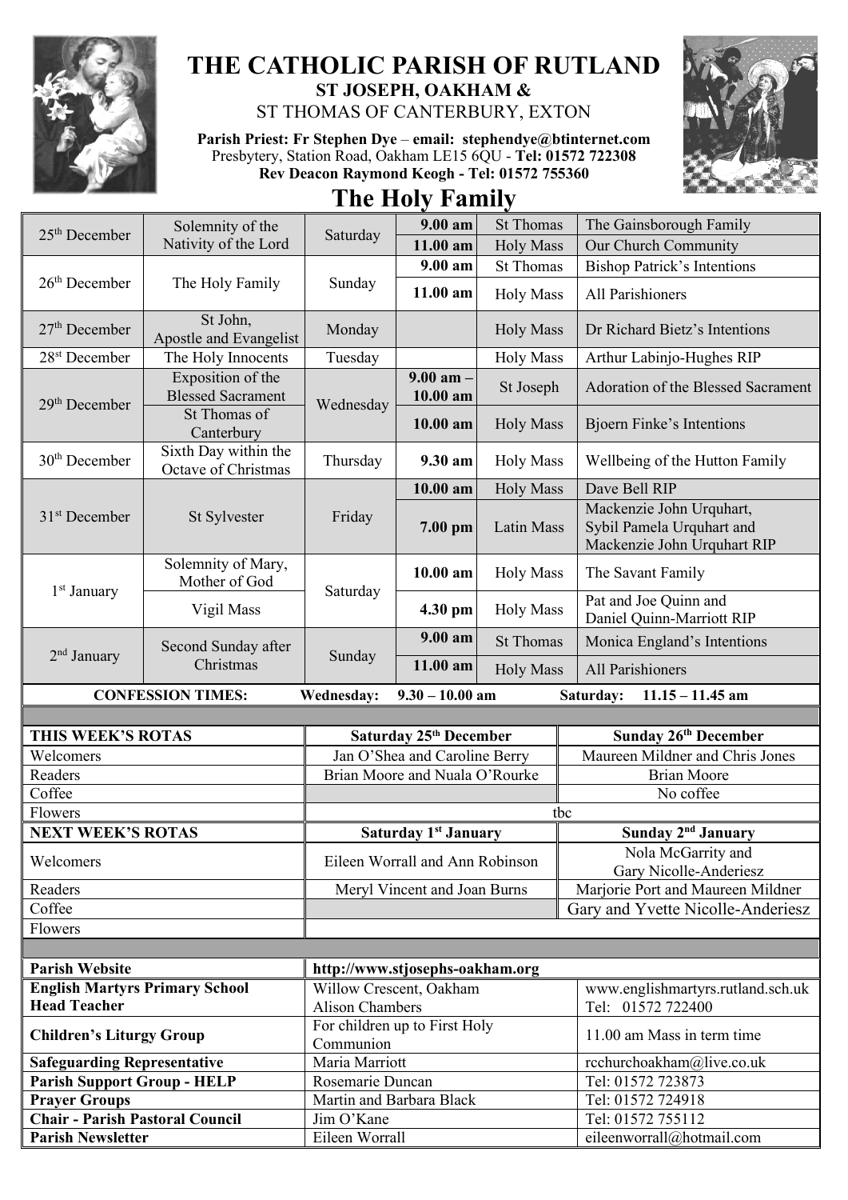# THE CATHOLIC PARISH OF RUTLAND

**ST JOSEPH, OAKHAM &**

ST THOMAS OF CANTERBURY, EXTON

**Parish Priest: Fr Stephen Dye** – **email: stephendye@btinternet.com**
Presbytery, Station Road, Oakham LE15 6QU - **Tel: 01572 722308**
**Rev Deacon Raymond Keogh - Tel: 01572 755360**

## The Holy Family

| Date | Feast | Day | Time | Location/Service | Intention |
|---|---|---|---|---|---|
| 25th December | Solemnity of the Nativity of the Lord | Saturday | **9.00 am** | St Thomas | The Gainsborough Family |
| | | | **11.00 am** | Holy Mass | Our Church Community |
| 26th December | The Holy Family | Sunday | **9.00 am** | St Thomas | Bishop Patrick's Intentions |
| | | | **11.00 am** | Holy Mass | All Parishioners |
| 27th December | St John, Apostle and Evangelist | Monday | | Holy Mass | Dr Richard Bietz's Intentions |
| 28st December | The Holy Innocents | Tuesday | | Holy Mass | Arthur Labinjo-Hughes RIP |
| 29th December | Exposition of the Blessed Sacrament | Wednesday | **9.00 am – 10.00 am** | St Joseph | Adoration of the Blessed Sacrament |
| | St Thomas of Canterbury | | **10.00 am** | Holy Mass | Bjoern Finke's Intentions |
| 30th December | Sixth Day within the Octave of Christmas | Thursday | **9.30 am** | Holy Mass | Wellbeing of the Hutton Family |
| 31st December | St Sylvester | Friday | **10.00 am** | Holy Mass | Dave Bell RIP |
| | | | **7.00 pm** | Latin Mass | Mackenzie John Urquhart, Sybil Pamela Urquhart and Mackenzie John Urquhart RIP |
| 1st January | Solemnity of Mary, Mother of God | Saturday | **10.00 am** | Holy Mass | The Savant Family |
| | Vigil Mass | | **4.30 pm** | Holy Mass | Pat and Joe Quinn and Daniel Quinn-Marriott RIP |
| 2nd January | Second Sunday after Christmas | Sunday | **9.00 am** | St Thomas | Monica England's Intentions |
| | | | **11.00 am** | Holy Mass | All Parishioners |

**CONFESSION TIMES:** **Wednesday: 9.30 – 10.00 am** **Saturday: 11.15 – 11.45 am**

| **THIS WEEK'S ROTAS** | **Saturday 25th December** | **Sunday 26th December** |
|---|---|---|
| Welcomers | Jan O'Shea and Caroline Berry | Maureen Mildner and Chris Jones |
| Readers | Brian Moore and Nuala O'Rourke | Brian Moore |
| Coffee | | No coffee |
| Flowers | tbc | |
| **NEXT WEEK'S ROTAS** | **Saturday 1st January** | **Sunday 2nd January** |
| Welcomers | Eileen Worrall and Ann Robinson | Nola McGarrity and Gary Nicolle-Anderiesz |
| Readers | Meryl Vincent and Joan Burns | Marjorie Port and Maureen Mildner |
| Coffee | | Gary and Yvette Nicolle-Anderiesz |
| Flowers | | |

| | | |
|---|---|---|
| **Parish Website** | http://www.stjosephs-oakham.org | |
| **English Martyrs Primary School Head Teacher** | Willow Crescent, Oakham Alison Chambers | www.englishmartyrs.rutland.sch.uk Tel: 01572 722400 |
| **Children's Liturgy Group** | For children up to First Holy Communion | 11.00 am Mass in term time |
| **Safeguarding Representative** | Maria Marriott | rcchurchoakham@live.co.uk |
| **Parish Support Group - HELP** | Rosemarie Duncan | Tel: 01572 723873 |
| **Prayer Groups** | Martin and Barbara Black | Tel: 01572 724918 |
| **Chair - Parish Pastoral Council** | Jim O'Kane | Tel: 01572 755112 |
| **Parish Newsletter** | Eileen Worrall | eileenworrall@hotmail.com |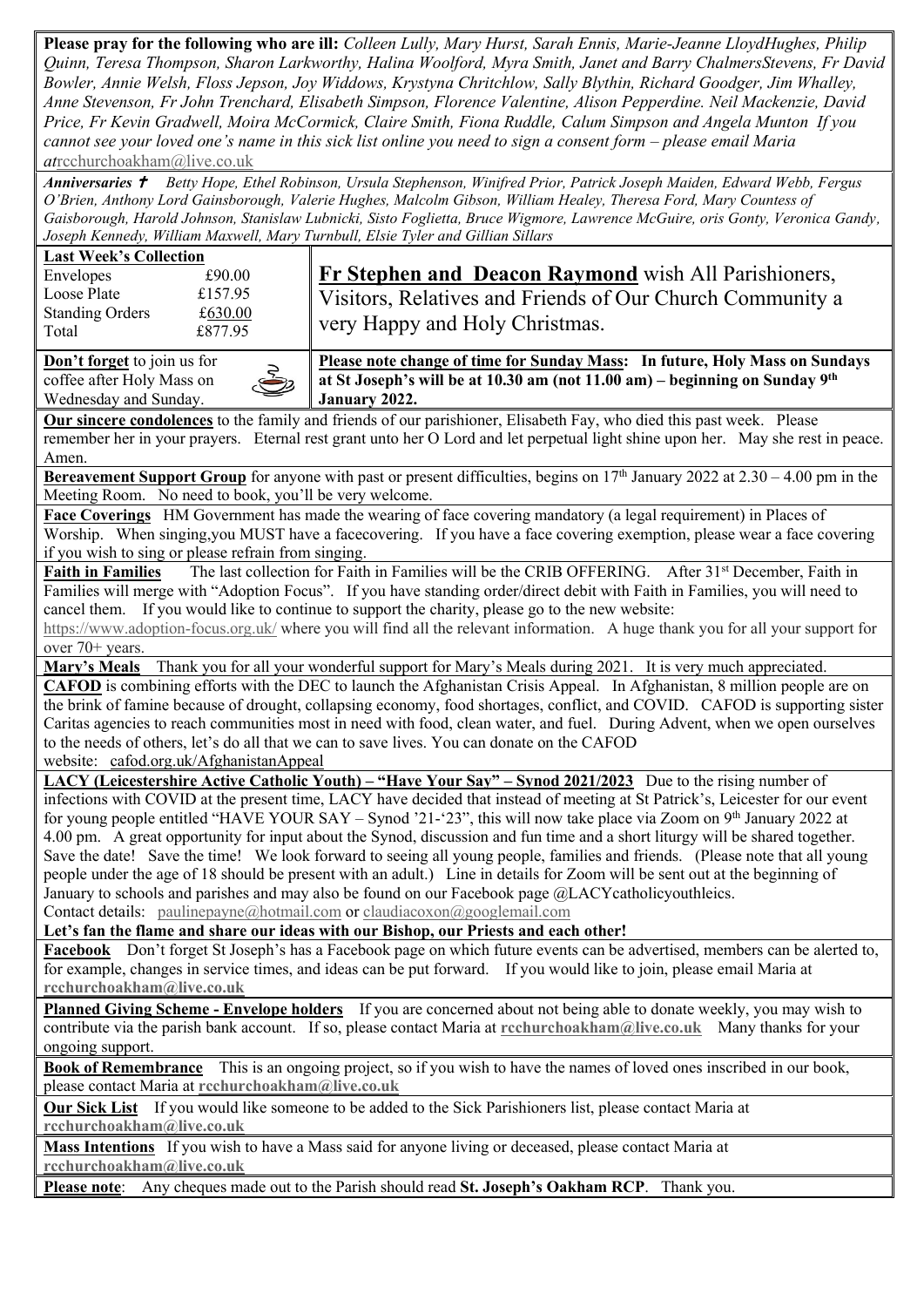**Please pray for the following who are ill:** *Colleen Lully, Mary Hurst, Sarah Ennis, Marie-Jeanne LloydHughes, Philip Quinn, Teresa Thompson, Sharon Larkworthy, Halina Woolford, Myra Smith, Janet and Barry ChalmersStevens, Fr David Bowler, Annie Welsh, Floss Jepson, Joy Widdows, Krystyna Chritchlow, Sally Blythin, Richard Goodger, Jim Whalley, Anne Stevenson, Fr John Trenchard, Elisabeth Simpson, Florence Valentine, Alison Pepperdine. Neil Mackenzie, David Price, Fr Kevin Gradwell, Moira McCormick, Claire Smith, Fiona Ruddle, Calum Simpson and Angela Munton If you cannot see your loved one's name in this sick list online you need to sign a consent form – please email Maria at*rcchurchoakham@live.co.uk

***Anniversaries*** ✝ *Betty Hope, Ethel Robinson, Ursula Stephenson, Winifred Prior, Patrick Joseph Maiden, Edward Webb, Fergus O'Brien, Anthony Lord Gainsborough, Valerie Hughes, Malcolm Gibson, William Healey, Theresa Ford, Mary Countess of Gaisborough, Harold Johnson, Stanislaw Lubnicki, Sisto Foglietta, Bruce Wigmore, Lawrence McGuire, oris Gonty, Veronica Gandy, Joseph Kennedy, William Maxwell, Mary Turnbull, Elsie Tyler and Gillian Sillars*

**Last Week's Collection**

| | |
|---|---|
| Envelopes | £90.00 |
| Loose Plate | £157.95 |
| Standing Orders | £630.00 |
| Total | £877.95 |

**Fr Stephen and Deacon Raymond** wish All Parishioners, Visitors, Relatives and Friends of Our Church Community a very Happy and Holy Christmas.

**Don't forget** to join us for coffee after Holy Mass on Wednesday and Sunday.

**Please note change of time for Sunday Mass: In future, Holy Mass on Sundays at St Joseph's will be at 10.30 am (not 11.00 am) – beginning on Sunday 9th January 2022.**

**Our sincere condolences** to the family and friends of our parishioner, Elisabeth Fay, who died this past week. Please remember her in your prayers. Eternal rest grant unto her O Lord and let perpetual light shine upon her. May she rest in peace. Amen.

**Bereavement Support Group** for anyone with past or present difficulties, begins on 17th January 2022 at 2.30 – 4.00 pm in the Meeting Room. No need to book, you'll be very welcome.

**Face Coverings** HM Government has made the wearing of face covering mandatory (a legal requirement) in Places of Worship. When singing,you MUST have a facecovering. If you have a face covering exemption, please wear a face covering if you wish to sing or please refrain from singing.

**Faith in Families** The last collection for Faith in Families will be the CRIB OFFERING. After 31st December, Faith in Families will merge with "Adoption Focus". If you have standing order/direct debit with Faith in Families, you will need to cancel them. If you would like to continue to support the charity, please go to the new website: https://www.adoption-focus.org.uk/ where you will find all the relevant information. A huge thank you for all your support for over 70+ years.

**Mary's Meals** Thank you for all your wonderful support for Mary's Meals during 2021. It is very much appreciated.

**CAFOD** is combining efforts with the DEC to launch the Afghanistan Crisis Appeal. In Afghanistan, 8 million people are on the brink of famine because of drought, collapsing economy, food shortages, conflict, and COVID. CAFOD is supporting sister Caritas agencies to reach communities most in need with food, clean water, and fuel. During Advent, when we open ourselves to the needs of others, let's do all that we can to save lives. You can donate on the CAFOD website: cafod.org.uk/AfghanistanAppeal

**LACY (Leicestershire Active Catholic Youth) – "Have Your Say" – Synod 2021/2023** Due to the rising number of infections with COVID at the present time, LACY have decided that instead of meeting at St Patrick's, Leicester for our event for young people entitled "HAVE YOUR SAY – Synod '21-'23", this will now take place via Zoom on 9th January 2022 at 4.00 pm. A great opportunity for input about the Synod, discussion and fun time and a short liturgy will be shared together. Save the date! Save the time! We look forward to seeing all young people, families and friends. (Please note that all young people under the age of 18 should be present with an adult.) Line in details for Zoom will be sent out at the beginning of January to schools and parishes and may also be found on our Facebook page @LACYcatholicyouthleics.
Contact details: paulinepayne@hotmail.com or claudiacoxon@googlemail.com

**Let's fan the flame and share our ideas with our Bishop, our Priests and each other!**

**Facebook** Don't forget St Joseph's has a Facebook page on which future events can be advertised, members can be alerted to, for example, changes in service times, and ideas can be put forward. If you would like to join, please email Maria at **rcchurchoakham@live.co.uk**

**Planned Giving Scheme - Envelope holders** If you are concerned about not being able to donate weekly, you may wish to contribute via the parish bank account. If so, please contact Maria at **rcchurchoakham@live.co.uk** Many thanks for your ongoing support.

**Book of Remembrance** This is an ongoing project, so if you wish to have the names of loved ones inscribed in our book, please contact Maria at **rcchurchoakham@live.co.uk**

**Our Sick List** If you would like someone to be added to the Sick Parishioners list, please contact Maria at **rcchurchoakham@live.co.uk**

**Mass Intentions** If you wish to have a Mass said for anyone living or deceased, please contact Maria at **rcchurchoakham@live.co.uk**

**Please note**: Any cheques made out to the Parish should read **St. Joseph's Oakham RCP**. Thank you.